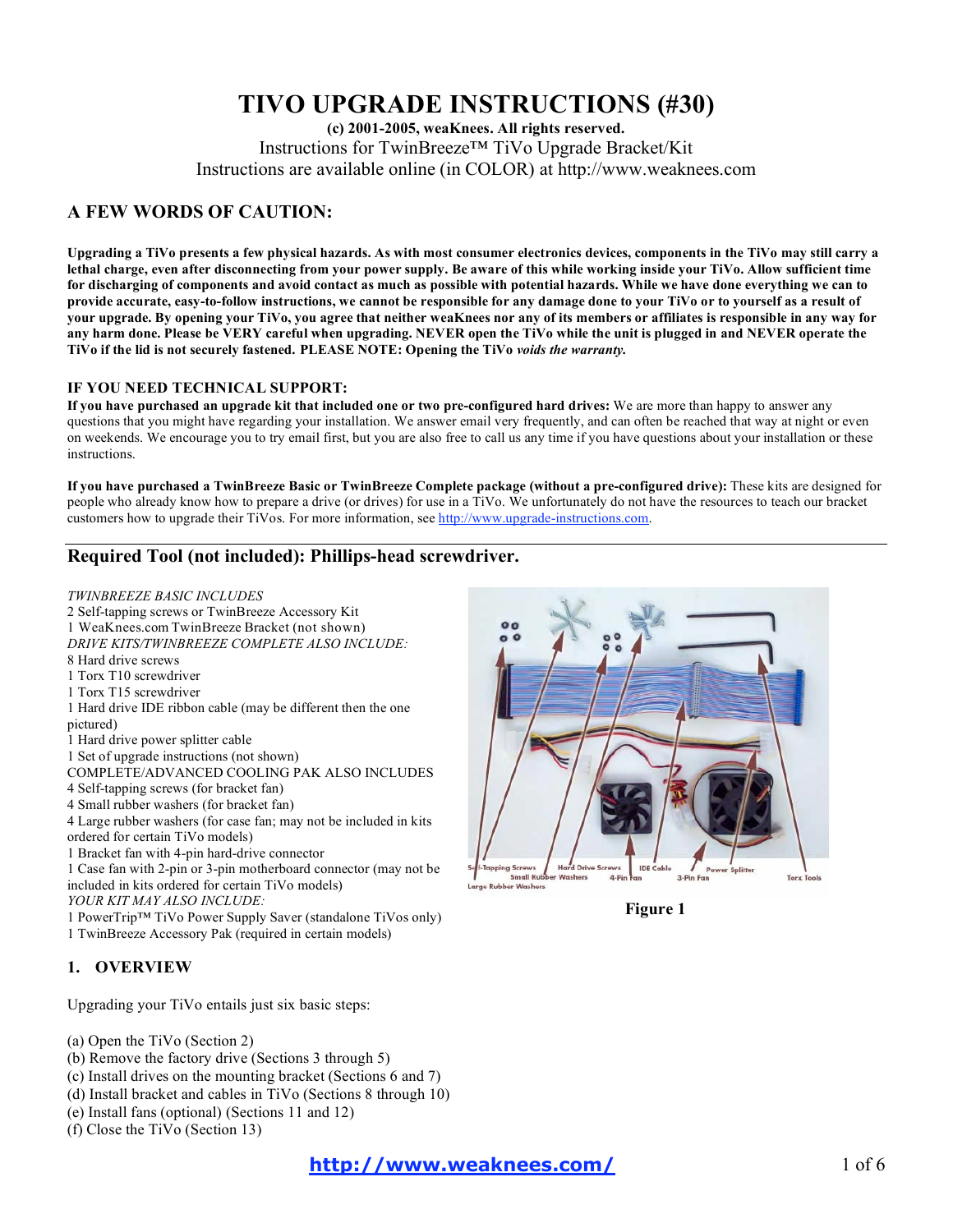// Omit figure since no images detected; keep caption "Figure 1"? Caption text is document text; include it.

# TIVO UPGRADE INSTRUCTIONS (#30)

**(c) 2001-2005, weaKnees. All rights reserved.**

Instructions for TwinBreeze™ TiVo Upgrade Bracket/Kit

Instructions are available online (in COLOR) at http://www.weaknees.com

## A FEW WORDS OF CAUTION:

**Upgrading a TiVo presents a few physical hazards. As with most consumer electronics devices, components in the TiVo may still carry a lethal charge, even after disconnecting from your power supply. Be aware of this while working inside your TiVo. Allow sufficient time for discharging of components and avoid contact as much as possible with potential hazards. While we have done everything we can to provide accurate, easy-to-follow instructions, we cannot be responsible for any damage done to your TiVo or to yourself as a result of your upgrade. By opening your TiVo, you agree that neither weaKnees nor any of its members or affiliates is responsible in any way for any harm done. Please be VERY careful when upgrading. NEVER open the TiVo while the unit is plugged in and NEVER operate the TiVo if the lid is not securely fastened. PLEASE NOTE: Opening the TiVo *voids the warranty.***

### IF YOU NEED TECHNICAL SUPPORT:

**If you have purchased an upgrade kit that included one or two pre-configured hard drives:** We are more than happy to answer any questions that you might have regarding your installation. We answer email very frequently, and can often be reached that way at night or even on weekends. We encourage you to try email first, but you are also free to call us any time if you have questions about your installation or these instructions.

**If you have purchased a TwinBreeze Basic or TwinBreeze Complete package (without a pre-configured drive):** These kits are designed for people who already know how to prepare a drive (or drives) for use in a TiVo. We unfortunately do not have the resources to teach our bracket customers how to upgrade their TiVos. For more information, see http://www.upgrade-instructions.com.

## Required Tool (not included): Phillips-head screwdriver.

*TWINBREEZE BASIC INCLUDES*
2 Self-tapping screws or TwinBreeze Accessory Kit
1 WeaKnees.com TwinBreeze Bracket (not shown)
*DRIVE KITS/TWINBREEZE COMPLETE ALSO INCLUDE:*
8 Hard drive screws
1 Torx T10 screwdriver
1 Torx T15 screwdriver
1 Hard drive IDE ribbon cable (may be different then the one pictured)
1 Hard drive power splitter cable
1 Set of upgrade instructions (not shown)
COMPLETE/ADVANCED COOLING PAK ALSO INCLUDES
4 Self-tapping screws (for bracket fan)
4 Small rubber washers (for bracket fan)
4 Large rubber washers (for case fan; may not be included in kits ordered for certain TiVo models)
1 Bracket fan with 4-pin hard-drive connector
1 Case fan with 2-pin or 3-pin motherboard connector (may not be included in kits ordered for certain TiVo models)
*YOUR KIT MAY ALSO INCLUDE:*
1 PowerTrip™ TiVo Power Supply Saver (standalone TiVos only)
1 TwinBreeze Accessory Pak (required in certain models)

**Figure 1**

## 1. OVERVIEW

Upgrading your TiVo entails just six basic steps:

(a) Open the TiVo (Section 2)
(b) Remove the factory drive (Sections 3 through 5)
(c) Install drives on the mounting bracket (Sections 6 and 7)
(d) Install bracket and cables in TiVo (Sections 8 through 10)
(e) Install fans (optional) (Sections 11 and 12)
(f) Close the TiVo (Section 13)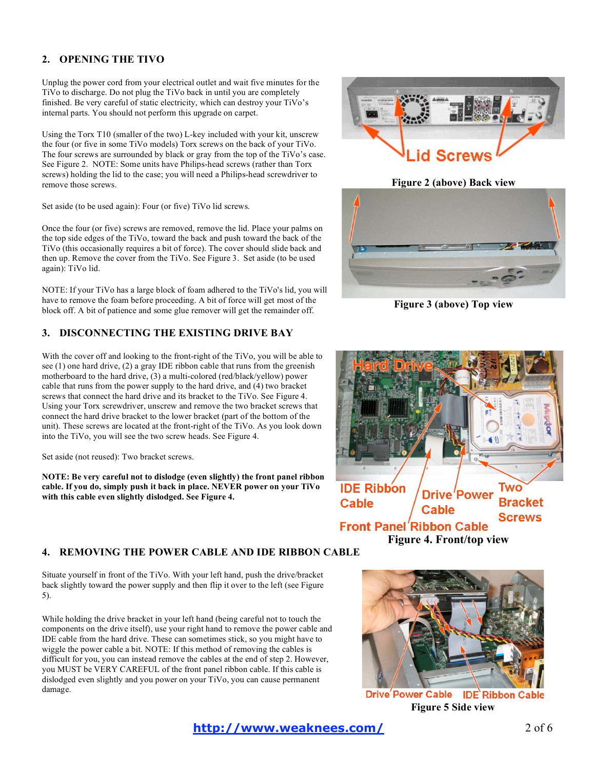## 2. OPENING THE TIVO

Unplug the power cord from your electrical outlet and wait five minutes for the TiVo to discharge. Do not plug the TiVo back in until you are completely finished. Be very careful of static electricity, which can destroy your TiVo's internal parts. You should not perform this upgrade on carpet.

Using the Torx T10 (smaller of the two) L-key included with your kit, unscrew the four (or five in some TiVo models) Torx screws on the back of your TiVo. The four screws are surrounded by black or gray from the top of the TiVo's case. See Figure 2. NOTE: Some units have Philips-head screws (rather than Torx screws) holding the lid to the case; you will need a Philips-head screwdriver to remove those screws.

Set aside (to be used again): Four (or five) TiVo lid screws.

Once the four (or five) screws are removed, remove the lid. Place your palms on the top side edges of the TiVo, toward the back and push toward the back of the TiVo (this occasionally requires a bit of force). The cover should slide back and then up. Remove the cover from the TiVo. See Figure 3. Set aside (to be used again): TiVo lid.

NOTE: If your TiVo has a large block of foam adhered to the TiVo's lid, you will have to remove the foam before proceeding. A bit of force will get most of the block off. A bit of patience and some glue remover will get the remainder off.

Lid Screws

**Figure 2 (above) Back view**

**Figure 3 (above) Top view**

## 3. DISCONNECTING THE EXISTING DRIVE BAY

With the cover off and looking to the front-right of the TiVo, you will be able to see (1) one hard drive, (2) a gray IDE ribbon cable that runs from the greenish motherboard to the hard drive, (3) a multi-colored (red/black/yellow) power cable that runs from the power supply to the hard drive, and (4) two bracket screws that connect the hard drive and its bracket to the TiVo. See Figure 4. Using your Torx screwdriver, unscrew and remove the two bracket screws that connect the hard drive bracket to the lower bracket (part of the bottom of the unit). These screws are located at the front-right of the TiVo. As you look down into the TiVo, you will see the two screw heads. See Figure 4.

Set aside (not reused): Two bracket screws.

**NOTE: Be very careful not to dislodge (even slightly) the front panel ribbon cable. If you do, simply push it back in place. NEVER power on your TiVo with this cable even slightly dislodged. See Figure 4.**

Hard Drive — IDE Ribbon Cable — Drive Power Cable — Two Bracket Screws — Front Panel Ribbon Cable

**Figure 4. Front/top view**

## 4. REMOVING THE POWER CABLE AND IDE RIBBON CABLE

Situate yourself in front of the TiVo. With your left hand, push the drive/bracket back slightly toward the power supply and then flip it over to the left (see Figure 5).

While holding the drive bracket in your left hand (being careful not to touch the components on the drive itself), use your right hand to remove the power cable and IDE cable from the hard drive. These can sometimes stick, so you might have to wiggle the power cable a bit. NOTE: If this method of removing the cables is difficult for you, you can instead remove the cables at the end of step 2. However, you MUST be VERY CAREFUL of the front panel ribbon cable. If this cable is dislodged even slightly and you power on your TiVo, you can cause permanent damage.

Drive Power Cable — IDE Ribbon Cable

**Figure 5 Side view**

http://www.weaknees.com/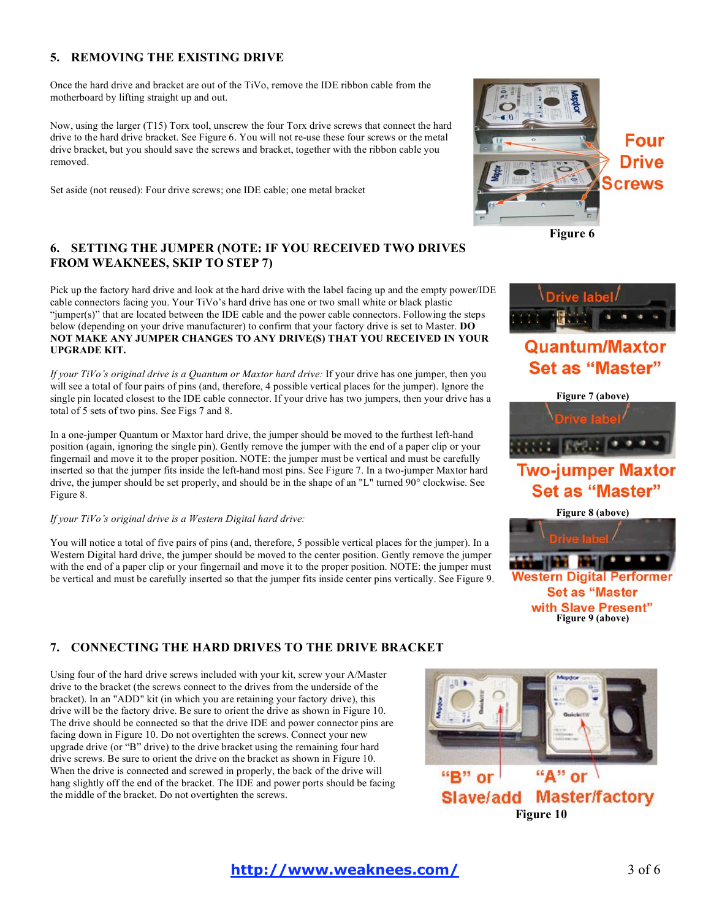## 5. REMOVING THE EXISTING DRIVE

Once the hard drive and bracket are out of the TiVo, remove the IDE ribbon cable from the motherboard by lifting straight up and out.

Now, using the larger (T15) Torx tool, unscrew the four Torx drive screws that connect the hard drive to the hard drive bracket. See Figure 6. You will not re-use these four screws or the metal drive bracket, but you should save the screws and bracket, together with the ribbon cable you removed.

Set aside (not reused): Four drive screws; one IDE cable; one metal bracket

Four Drive Screws

Figure 6

## 6. SETTING THE JUMPER (NOTE: IF YOU RECEIVED TWO DRIVES FROM WEAKNEES, SKIP TO STEP 7)

Pick up the factory hard drive and look at the hard drive with the label facing up and the empty power/IDE cable connectors facing you. Your TiVo's hard drive has one or two small white or black plastic "jumper(s)" that are located between the IDE cable and the power cable connectors. Following the steps below (depending on your drive manufacturer) to confirm that your factory drive is set to Master. **DO NOT MAKE ANY JUMPER CHANGES TO ANY DRIVE(S) THAT YOU RECEIVED IN YOUR UPGRADE KIT.**

*If your TiVo's original drive is a Quantum or Maxtor hard drive:* If your drive has one jumper, then you will see a total of four pairs of pins (and, therefore, 4 possible vertical places for the jumper). Ignore the single pin located closest to the IDE cable connector. If your drive has two jumpers, then your drive has a total of 5 sets of two pins. See Figs 7 and 8.

In a one-jumper Quantum or Maxtor hard drive, the jumper should be moved to the furthest left-hand position (again, ignoring the single pin). Gently remove the jumper with the end of a paper clip or your fingernail and move it to the proper position. NOTE: the jumper must be vertical and must be carefully inserted so that the jumper fits inside the left-hand most pins. See Figure 7. In a two-jumper Maxtor hard drive, the jumper should be set properly, and should be in the shape of an "L" turned 90° clockwise. See Figure 8.

*If your TiVo's original drive is a Western Digital hard drive:*

You will notice a total of five pairs of pins (and, therefore, 5 possible vertical places for the jumper). In a Western Digital hard drive, the jumper should be moved to the center position. Gently remove the jumper with the end of a paper clip or your fingernail and move it to the proper position. NOTE: the jumper must be vertical and must be carefully inserted so that the jumper fits inside center pins vertically. See Figure 9.

Drive label

Quantum/Maxtor Set as "Master"

Figure 7 (above)

Drive label

Two-jumper Maxtor Set as "Master"

Figure 8 (above)

Drive label

Western Digital Performer Set as "Master with Slave Present"

Figure 9 (above)

## 7. CONNECTING THE HARD DRIVES TO THE DRIVE BRACKET

Using four of the hard drive screws included with your kit, screw your A/Master drive to the bracket (the screws connect to the drives from the underside of the bracket). In an "ADD" kit (in which you are retaining your factory drive), this drive will be the factory drive. Be sure to orient the drive as shown in Figure 10. The drive should be connected so that the drive IDE and power connector pins are facing down in Figure 10. Do not overtighten the screws. Connect your new upgrade drive (or "B" drive) to the drive bracket using the remaining four hard drive screws. Be sure to orient the drive on the bracket as shown in Figure 10. When the drive is connected and screwed in properly, the back of the drive will hang slightly off the end of the bracket. The IDE and power ports should be facing the middle of the bracket. Do not overtighten the screws.

"B" or Slave/add "A" or Master/factory

Figure 10

http://www.weaknees.com/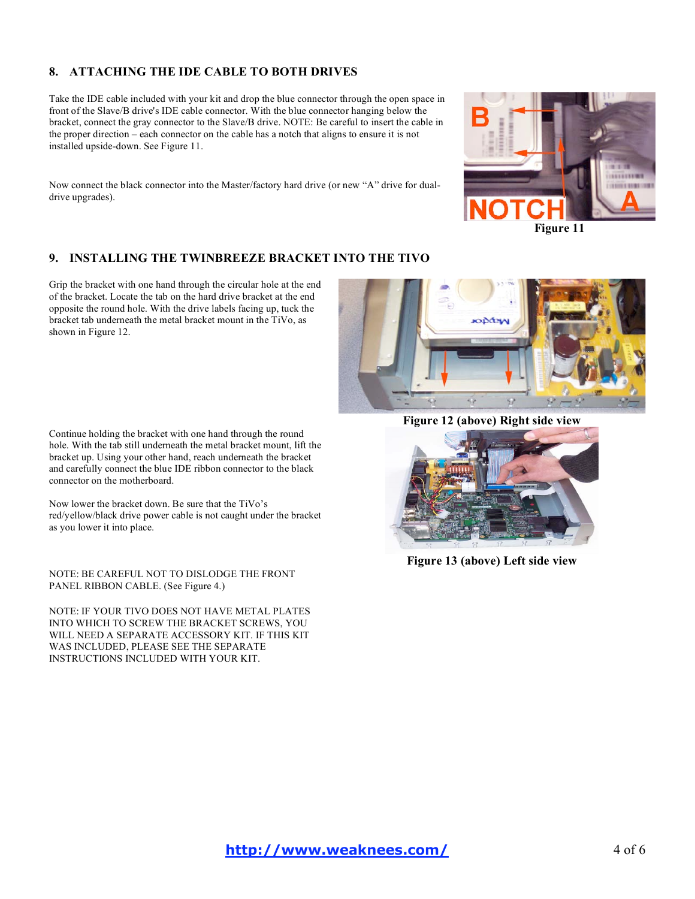## 8. ATTACHING THE IDE CABLE TO BOTH DRIVES

Take the IDE cable included with your kit and drop the blue connector through the open space in front of the Slave/B drive's IDE cable connector. With the blue connector hanging below the bracket, connect the gray connector to the Slave/B drive. NOTE: Be careful to insert the cable in the proper direction – each connector on the cable has a notch that aligns to ensure it is not installed upside-down. See Figure 11.

Now connect the black connector into the Master/factory hard drive (or new "A" drive for dual-drive upgrades).

Figure 11

## 9. INSTALLING THE TWINBREEZE BRACKET INTO THE TIVO

Grip the bracket with one hand through the circular hole at the end of the bracket. Locate the tab on the hard drive bracket at the end opposite the round hole. With the drive labels facing up, tuck the bracket tab underneath the metal bracket mount in the TiVo, as shown in Figure 12.

Figure 12 (above) Right side view

Continue holding the bracket with one hand through the round hole. With the tab still underneath the metal bracket mount, lift the bracket up. Using your other hand, reach underneath the bracket and carefully connect the blue IDE ribbon connector to the black connector on the motherboard.

Now lower the bracket down. Be sure that the TiVo's red/yellow/black drive power cable is not caught under the bracket as you lower it into place.

Figure 13 (above) Left side view

NOTE: BE CAREFUL NOT TO DISLODGE THE FRONT PANEL RIBBON CABLE. (See Figure 4.)

NOTE: IF YOUR TIVO DOES NOT HAVE METAL PLATES INTO WHICH TO SCREW THE BRACKET SCREWS, YOU WILL NEED A SEPARATE ACCESSORY KIT. IF THIS KIT WAS INCLUDED, PLEASE SEE THE SEPARATE INSTRUCTIONS INCLUDED WITH YOUR KIT.

http://www.weaknees.com/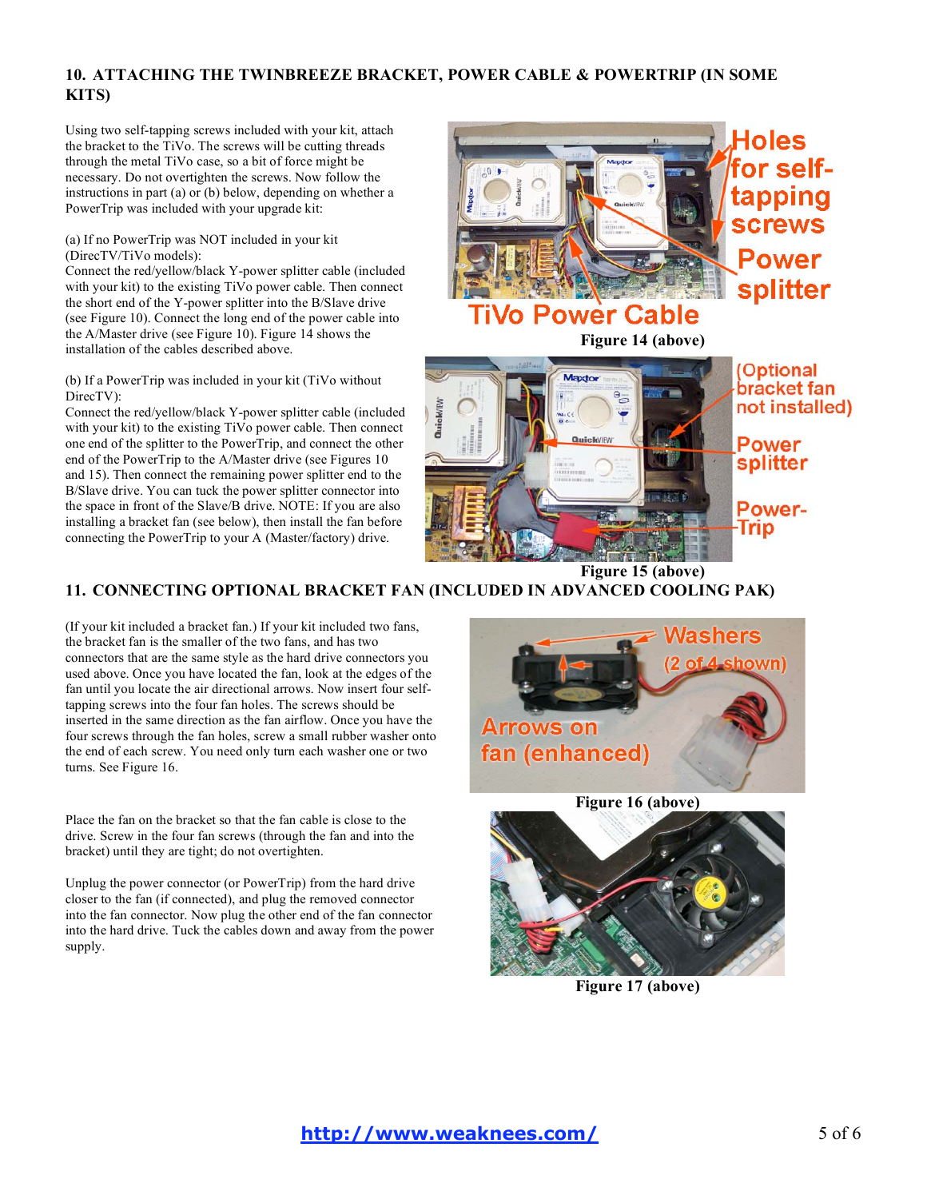## 10. ATTACHING THE TWINBREEZE BRACKET, POWER CABLE & POWERTRIP (IN SOME KITS)

Using two self-tapping screws included with your kit, attach the bracket to the TiVo. The screws will be cutting threads through the metal TiVo case, so a bit of force might be necessary. Do not overtighten the screws. Now follow the instructions in part (a) or (b) below, depending on whether a PowerTrip was included with your upgrade kit:

(a) If no PowerTrip was NOT included in your kit (DirecTV/TiVo models):
Connect the red/yellow/black Y-power splitter cable (included with your kit) to the existing TiVo power cable. Then connect the short end of the Y-power splitter into the B/Slave drive (see Figure 10). Connect the long end of the power cable into the A/Master drive (see Figure 10). Figure 14 shows the installation of the cables described above.

(b) If a PowerTrip was included in your kit (TiVo without DirecTV):
Connect the red/yellow/black Y-power splitter cable (included with your kit) to the existing TiVo power cable. Then connect one end of the splitter to the PowerTrip, and connect the other end of the PowerTrip to the A/Master drive (see Figures 10 and 15). Then connect the remaining power splitter end to the B/Slave drive. You can tuck the power splitter connector into the space in front of the Slave/B drive. NOTE: If you are also installing a bracket fan (see below), then install the fan before connecting the PowerTrip to your A (Master/factory) drive.

Figure 14 (above)

Figure 15 (above)

## 11. CONNECTING OPTIONAL BRACKET FAN (INCLUDED IN ADVANCED COOLING PAK)

(If your kit included a bracket fan.) If your kit included two fans, the bracket fan is the smaller of the two fans, and has two connectors that are the same style as the hard drive connectors you used above. Once you have located the fan, look at the edges of the fan until you locate the air directional arrows. Now insert four self-tapping screws into the four fan holes. The screws should be inserted in the same direction as the fan airflow. Once you have the four screws through the fan holes, screw a small rubber washer onto the end of each screw. You need only turn each washer one or two turns. See Figure 16.

Place the fan on the bracket so that the fan cable is close to the drive. Screw in the four fan screws (through the fan and into the bracket) until they are tight; do not overtighten.

Unplug the power connector (or PowerTrip) from the hard drive closer to the fan (if connected), and plug the removed connector into the fan connector. Now plug the other end of the fan connector into the hard drive. Tuck the cables down and away from the power supply.

Figure 16 (above)

Figure 17 (above)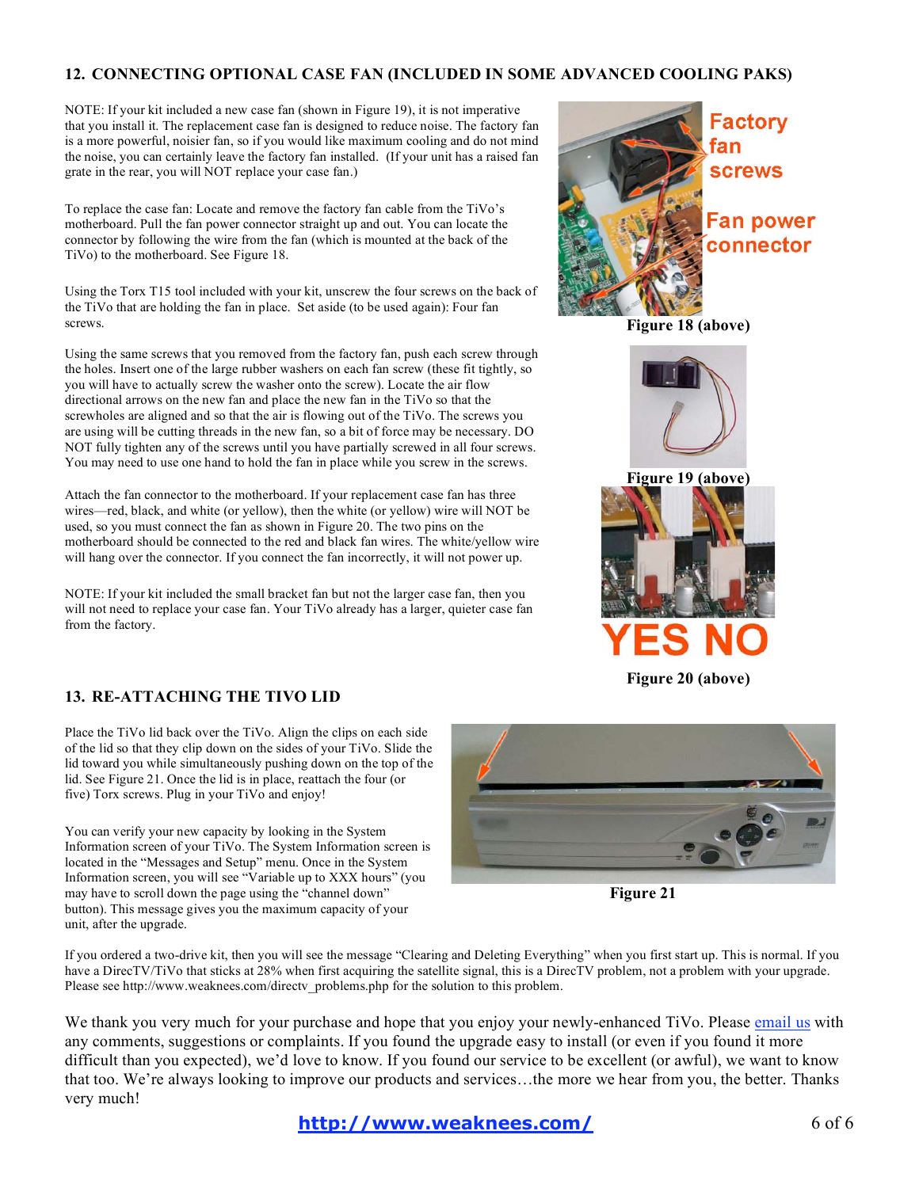## 12. CONNECTING OPTIONAL CASE FAN (INCLUDED IN SOME ADVANCED COOLING PAKS)

NOTE: If your kit included a new case fan (shown in Figure 19), it is not imperative that you install it. The replacement case fan is designed to reduce noise. The factory fan is a more powerful, noisier fan, so if you would like maximum cooling and do not mind the noise, you can certainly leave the factory fan installed. (If your unit has a raised fan grate in the rear, you will NOT replace your case fan.)

To replace the case fan: Locate and remove the factory fan cable from the TiVo's motherboard. Pull the fan power connector straight up and out. You can locate the connector by following the wire from the fan (which is mounted at the back of the TiVo) to the motherboard. See Figure 18.

Using the Torx T15 tool included with your kit, unscrew the four screws on the back of the TiVo that are holding the fan in place. Set aside (to be used again): Four fan screws.

Using the same screws that you removed from the factory fan, push each screw through the holes. Insert one of the large rubber washers on each fan screw (these fit tightly, so you will have to actually screw the washer onto the screw). Locate the air flow directional arrows on the new fan and place the new fan in the TiVo so that the screwholes are aligned and so that the air is flowing out of the TiVo. The screws you are using will be cutting threads in the new fan, so a bit of force may be necessary. DO NOT fully tighten any of the screws until you have partially screwed in all four screws. You may need to use one hand to hold the fan in place while you screw in the screws.

Attach the fan connector to the motherboard. If your replacement case fan has three wires—red, black, and white (or yellow), then the white (or yellow) wire will NOT be used, so you must connect the fan as shown in Figure 20. The two pins on the motherboard should be connected to the red and black fan wires. The white/yellow wire will hang over the connector. If you connect the fan incorrectly, it will not power up.

NOTE: If your kit included the small bracket fan but not the larger case fan, then you will not need to replace your case fan. Your TiVo already has a larger, quieter case fan from the factory.

Factory fan screws

Fan power connector

**Figure 18 (above)**

**Figure 19 (above)**

YES NO

**Figure 20 (above)**

## 13. RE-ATTACHING THE TIVO LID

Place the TiVo lid back over the TiVo. Align the clips on each side of the lid so that they clip down on the sides of your TiVo. Slide the lid toward you while simultaneously pushing down on the top of the lid. See Figure 21. Once the lid is in place, reattach the four (or five) Torx screws. Plug in your TiVo and enjoy!

You can verify your new capacity by looking in the System Information screen of your TiVo. The System Information screen is located in the "Messages and Setup" menu. Once in the System Information screen, you will see "Variable up to XXX hours" (you may need to scroll down the page using the "channel down" button). This message gives you the maximum capacity of your unit, after the upgrade.

**Figure 21**

If you ordered a two-drive kit, then you will see the message "Clearing and Deleting Everything" when you first start up. This is normal. If you have a DirecTV/TiVo that sticks at 28% when first acquiring the satellite signal, this is a DirecTV problem, not a problem with your upgrade. Please see http://www.weaknees.com/directv_problems.php for the solution to this problem.

We thank you very much for your purchase and hope that you enjoy your newly-enhanced TiVo. Please email us with any comments, suggestions or complaints. If you found the upgrade easy to install (or even if you found it more difficult than you expected), we'd love to know. If you found our service to be excellent (or awful), we want to know that too. We're always looking to improve our products and services…the more we hear from you, the better. Thanks very much!

**http://www.weaknees.com/**